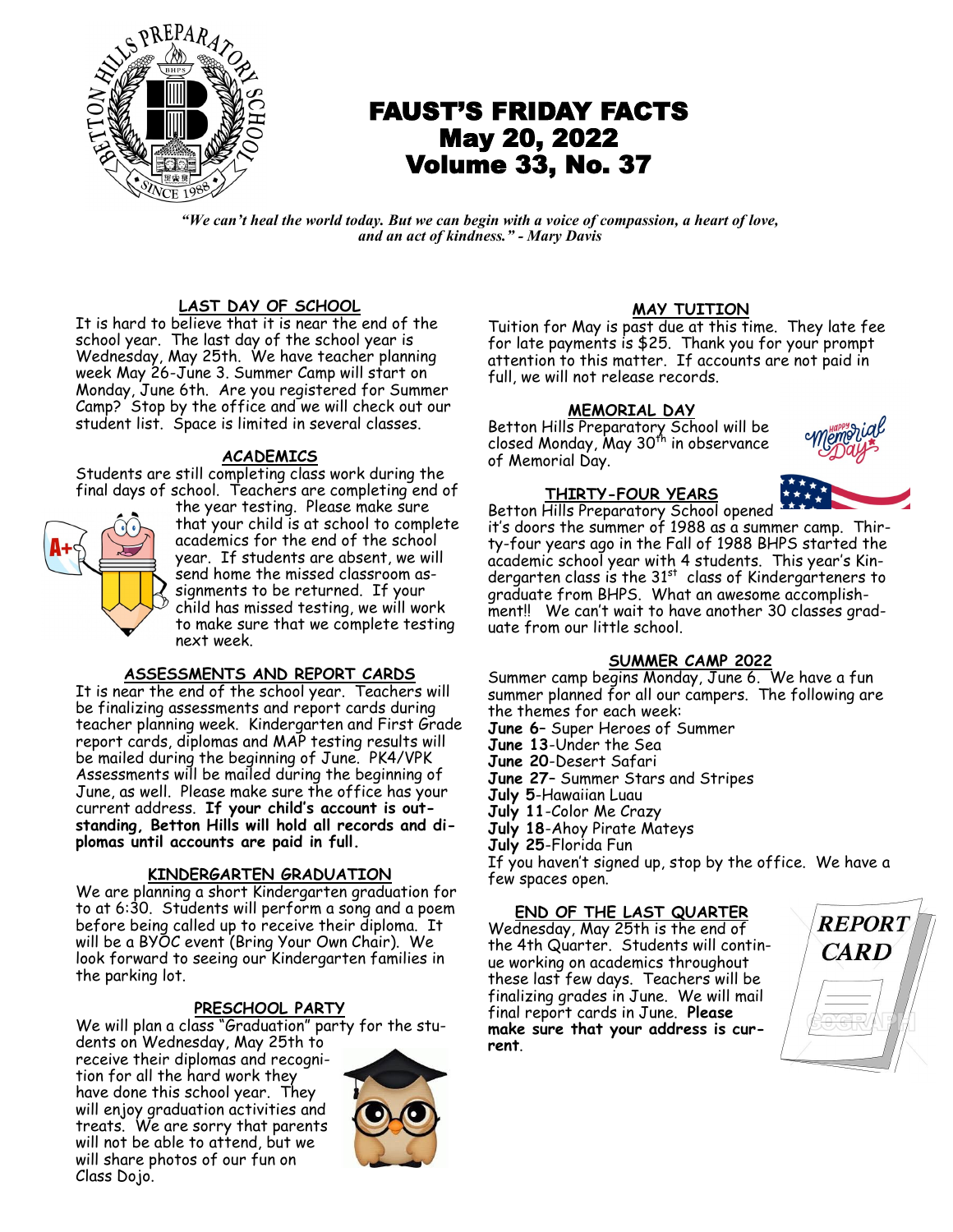# FAUST'S FRIDAY FACTS
## May 20, 2022
## Volume 33, No. 37

*"We can't heal the world today. But we can begin with a voice of compassion, a heart of love, and an act of kindness." - Mary Davis*

### LAST DAY OF SCHOOL

It is hard to believe that it is near the end of the school year. The last day of the school year is Wednesday, May 25th. We have teacher planning week May 26-June 3. Summer Camp will start on Monday, June 6th. Are you registered for Summer Camp? Stop by the office and we will check out our student list. Space is limited in several classes.

### ACADEMICS

Students are still completing class work during the final days of school. Teachers are completing end of the year testing. Please make sure that your child is at school to complete academics for the end of the school year. If students are absent, we will send home the missed classroom assignments to be returned. If your child has missed testing, we will work to make sure that we complete testing next week.

### ASSESSMENTS AND REPORT CARDS

It is the end of the school year. Teachers will be finalizing assessments and report cards during teacher planning week. Kindergarten and First Grade report cards, diplomas and MAP testing results will be mailed during the beginning of June. PK4/VPK Assessments will be mailed during the beginning of June, as well. Please make sure the office has your current address. **If your child's account is outstanding, Betton Hills will hold all records and diplomas until accounts are paid in full.**

### KINDERGARTEN GRADUATION

We are planning a short Kindergarten graduation for to at 6:30. Students will perform a song and a poem before being called up to receive their diploma. It will be a BYOC event (Bring Your Own Chair). We look forward to seeing our Kindergarten families in the parking lot.

### PRESCHOOL PARTY

We will plan a class "Graduation" party for the students on Wednesday, May 25th to receive their diplomas and recognition for all the hard work they have done this school year. They will enjoy graduation activities and treats. We are sorry that parents will not be able to attend, but we will share photos of our fun on Class Dojo.

### MAY TUITION

Tuition for May is past due at this time. They late fee for late payments is $25. Thank you for your prompt attention to this matter. If accounts are not paid in full, we will not release records.

### MEMORIAL DAY

Betton Hills Preparatory School will be closed Monday, May 30th in observance of Memorial Day.

### THIRTY-FOUR YEARS

Betton Hills Preparatory School opened it's doors the summer of 1988 as a summer camp. Thirty-four years ago in the Fall of 1988 BHPS started the academic school year with 4 students. This year's Kindergarten class is the 31st class of Kindergarteners to graduate from BHPS. What an awesome accomplishment!! We can't wait to have another 30 classes graduate from our little school.

### SUMMER CAMP 2022

Summer camp begins Monday, June 6. We have a fun summer planned for all our campers. The following are the themes for each week:

**June 6**– Super Heroes of Summer
**June 13**-Under the Sea
**June 20**-Desert Safari
**June 27**– Summer Stars and Stripes
**July 5**-Hawaiian Luau
**July 11**-Color Me Crazy
**July 18**-Ahoy Pirate Mateys
**July 25**-Florida Fun

If you haven't signed up, stop by the office. We have a few spaces open.

### END OF THE LAST QUARTER

Wednesday, May 25th is the end of the 4th Quarter. Students will continue working on academics throughout these last few days. Teachers will be finalizing grades in June. We will mail final report cards in June. **Please make sure that your address is current.**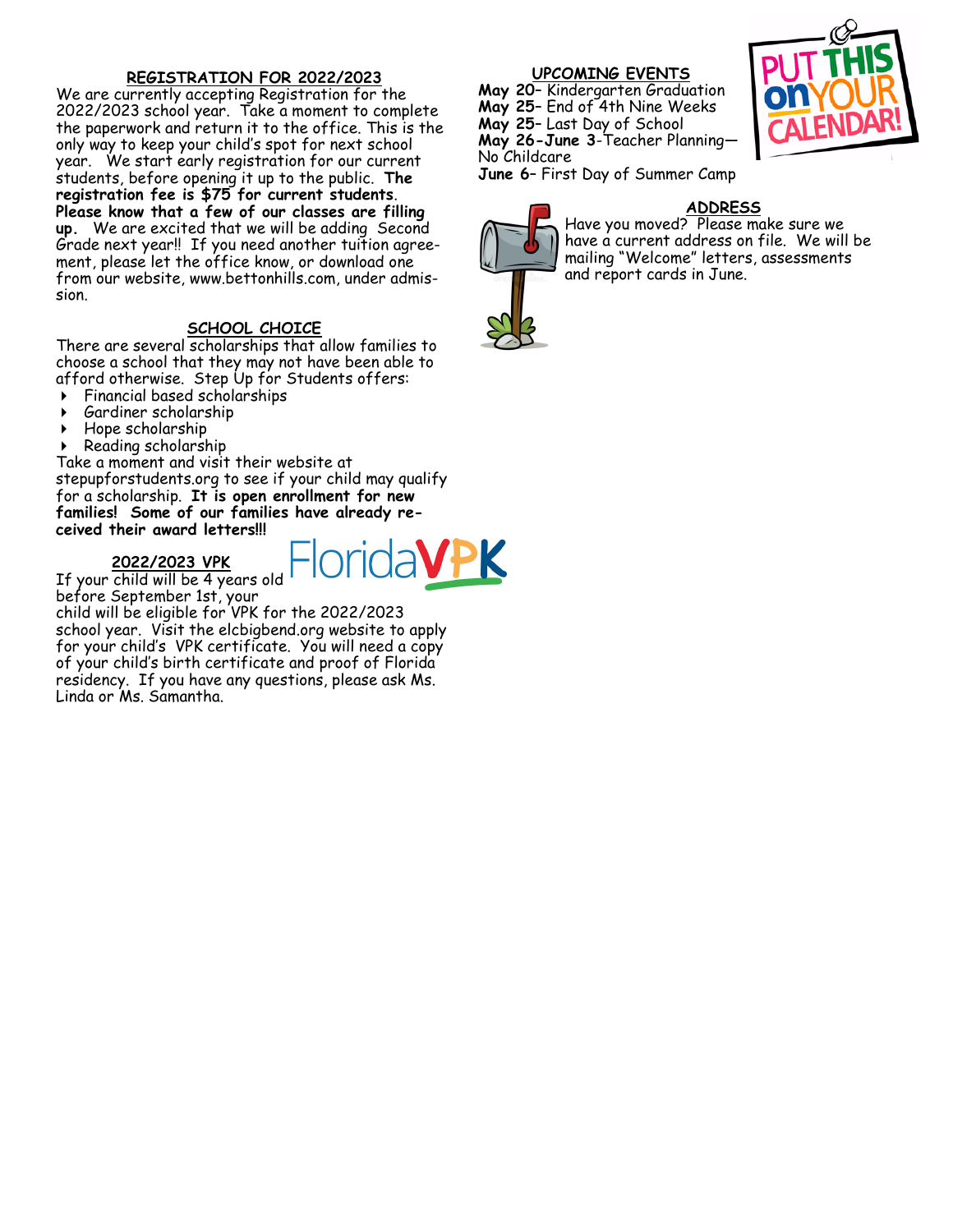## REGISTRATION FOR 2022/2023

We are currently accepting Registration for the 2022/2023 school year. Take a moment to complete the paperwork and return it to the office. This is the only way to keep your child's spot for next school year. We start early registration for our current students, before opening it up to the public. **The registration fee is $75 for current students. Please know that a few of our classes are filling up.** We are excited that we will be adding Second Grade next year!! If you need another tuition agreement, please let the office know, or download one from our website, www.bettonhills.com, under admission.

## SCHOOL CHOICE

There are several scholarships that allow families to choose a school that they may not have been able to afford otherwise. Step Up for Students offers:

- Financial based scholarships
- Gardiner scholarship
- Hope scholarship
- Reading scholarship

Take a moment and visit their website at stepupforstudents.org to see if your child may qualify for a scholarship. **It is open enrollment for new families! Some of our families have already received their award letters!!!**

## 2022/2023 VPK

If your child will be 4 years old before September 1st, your child will be eligible for VPK for the 2022/2023 school year. Visit the elcbigbend.org website to apply for your child's VPK certificate. You will need a copy of your child's birth certificate and proof of Florida residency. If you have any questions, please ask Ms. Linda or Ms. Samantha.

## UPCOMING EVENTS

**May 20**– Kindergarten Graduation
**May 25**– End of 4th Nine Weeks
**May 25**– Last Day of School
**May 26-June 3**-Teacher Planning—No Childcare
**June 6**– First Day of Summer Camp

## ADDRESS

Have you moved? Please make sure we have a current address on file. We will be mailing "Welcome" letters, assessments and report cards in June.